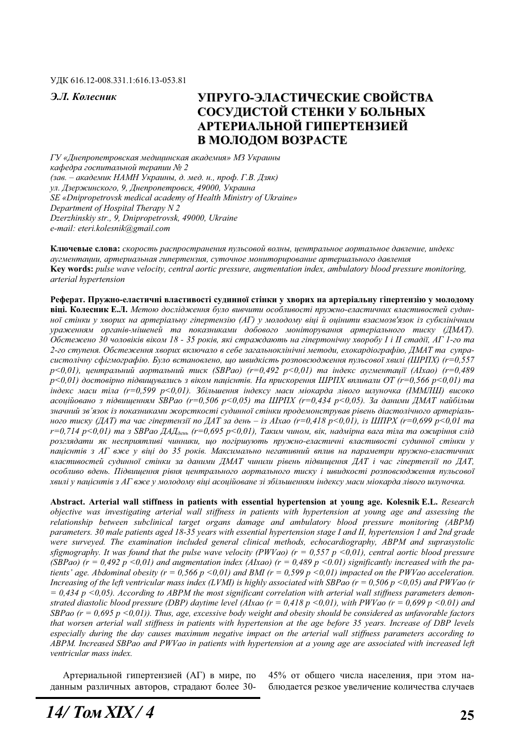УДК 616.12-008.331.1:616.13-053.81

***Э.Л. Колесник***

# УПРУГО-ЭЛАСТИЧЕСКИЕ СВОЙСТВА СОСУДИСТОЙ СТЕНКИ У БОЛЬНЫХ АРТЕРИАЛЬНОЙ ГИПЕРТЕНЗИЕЙ В МОЛОДОМ ВОЗРАСТЕ

*ГУ «Днепропетровская медицинская академия» МЗ Украины*
*кафедра госпитальной терапии № 2*
*(зав. – академик НАМН Украины, д. мед. н., проф. Г.В. Дзяк)*
*ул. Дзержинского, 9, Днепропетровск, 49000, Украина*
*SE «Dnipropetrovsk medical academy of Health Ministry of Ukraine»*
*Department of Hospital Therapy N 2*
*Dzerzhinskiy str., 9, Dnipropetrovsk, 49000, Ukraine*
*e-mail: eteri.kolesnik@gmail.com*

**Ключевые слова:** *скорость распространения пульсовой волны, центральное аортальное давление, индекс аугментации, артериальная гипертензия, суточное мониторирование артериального давления*
**Key words:** *pulse wave velocity, central aortic pressure, augmentation index, ambulatory blood pressure monitoring, arterial hypertension*

**Реферат. Пружно-еластичні властивості судинної стінки у хворих на артеріальну гіпертензію у молодому віці. Колесник Е.Л.** *Метою дослідження було вивчити особливості пружно-еластичних властивостей судинної стінки у хворих на артеріальну гіпертензію (АГ) у молодому віці й оцінити взаємозв'язок із субклінічним ураженням органів-мішеней та показниками добового моніторування артеріального тиску (ДМАТ). Обстежено 30 чоловіків віком 18 - 35 років, які страждають на гіпертонічну хворобу I і II стадії, АГ 1-го та 2-го ступеня. Обстеження хворих включало в себе загальноклінічні методи, ехокардіографію, ДМАТ та супрасистолічну сфігмографію. Було встановлено, що швидкість розповсюдження пульсової хвилі (ШРПХ) (r=0,557 p<0,01), центральний аортальний тиск (SBPao) (r=0,492 p<0,01) та індекс аугментації (AIxao) (r=0,489 p<0,01) достовірно підвищувались з віком пацієнтів. На прискорення ШРПХ впливали ОТ (r=0,566 p<0,01) та індекс маси тіла (r=0,599 p<0,01). Збільшення індексу маси міокарда лівого шлуночка (ІММЛШ) високо асоційовано з підвищенням SBPao (r=0,506 p<0,05) та ШРПХ (r=0,434 p<0,05). За даними ДМАТ найбільш значний зв'язок із показниками жорсткості судинної стінки продемонстрував рівень діастолічного артеріального тиску (ДАТ) та час гіпертензії по ДАТ за день – із AIxao (r=0,418 p<0,01), із ШПРХ (r=0,699 p<0,01 та r=0,714 p<0,01) та з SBPao ДАД$_{день}$ (r=0,695 p<0,01), Таким чином, вік, надмірна вага тіла та ожиріння слід розглядати як несприятливі чинники, що погіршують пружно-еластичні властивості судинної стінки у пацієнтів з АГ вже у віці до 35 років. Максимально негативний вплив на параметри пружно-еластичних властивостей судинної стінки за даними ДМАТ чинили рівень підвищення ДАТ і час гіпертензії по ДАТ, особливо вдень. Підвищення рівня центрального аортального тиску і швидкості розповсюдження пульсової хвилі у пацієнтів з АГ вже у молодому віці асоційоване зі збільшенням індексу маси міокарда лівого шлуночка.*

**Abstract. Arterial wall stiffness in patients with essential hypertension at young age. Kolesnik E.L.** *Research objective was investigating arterial wall stiffness in patients with hypertension at young age and assessing the relationship between subclinical target organs damage and ambulatory blood pressure monitoring (ABPM) parameters. 30 male patients aged 18-35 years with essential hypertension stage I and II, hypertension 1 and 2nd grade were surveyed. The examination included general clinical methods, echocardiography, ABPM and suprasystolic sfigmography. It was found that the pulse wave velocity (PWVao) (r = 0,557 p <0,01), central aortic blood pressure (SBPao) (r = 0,492 p <0,01) and augmentation index (AIxao) (r = 0,489 p <0.01) significantly increased with the patients' age. Abdominal obesity (r = 0,566 p <0,01) and BMI (r = 0,599 p <0,01) impacted on the PWVao acceleration. Increasing of the left ventricular mass index (LVMI) is highly associated with SBPao (r = 0,506 p <0,05) and PWVao (r = 0,434 p <0,05). According to ABPM the most significant correlation with arterial wall stiffness parameters demonstrated diastolic blood pressure (DBP) daytime level (AIxao (r = 0,418 p <0,01), with PWVao (r = 0,699 p <0.01) and SBPao (r = 0,695 p <0,01)). Thus, age, excessive body weight and obesity should be considered as unfavorable factors that worsen arterial wall stiffness in patients with hypertension at the age before 35 years. Increase of DBP levels especially during the day causes maximum negative impact on the arterial wall stiffness parameters according to ABPM. Increased SBPao and PWVao in patients with hypertension at a young age are associated with increased left ventricular mass index.*

Артериальной гипертензией (АГ) в мире, по данным различных авторов, страдают более 30-45% от общего числа населения, при этом наблюдается резкое увеличение количества случаев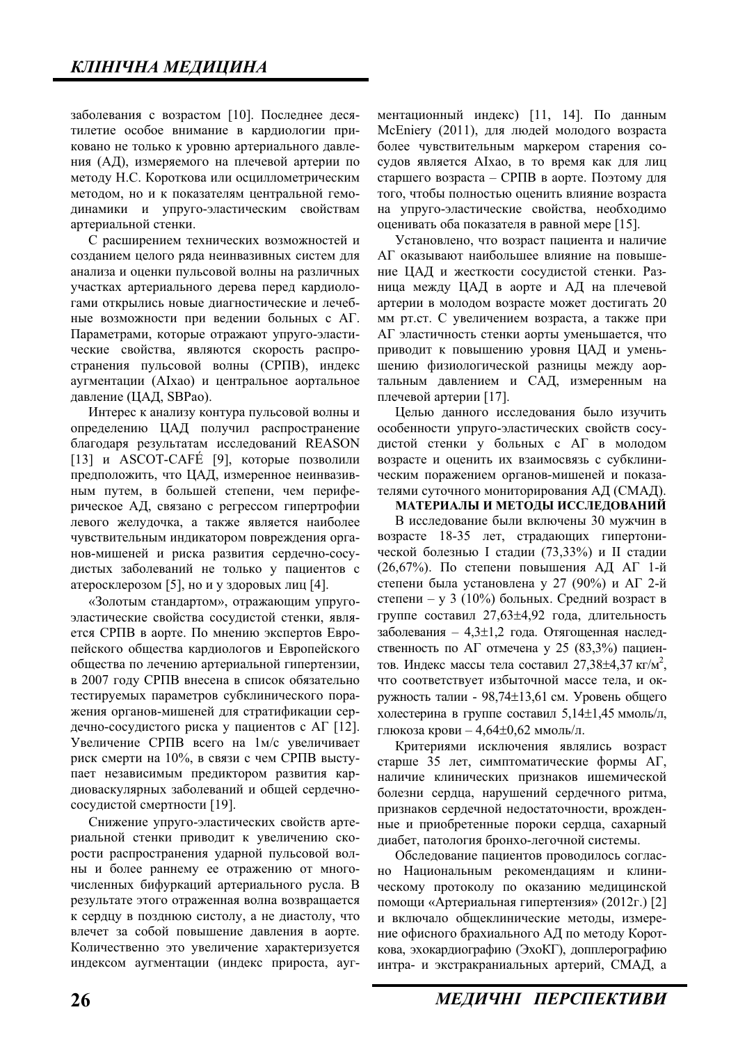заболевания с возрастом [10]. Последнее десятилетие особое внимание в кардиологии приковано не только к уровню артериального давления (АД), измеряемого на плечевой артерии по методу Н.С. Короткова или осциллометрическим методом, но и к показателям центральной гемодинамики и упруго-эластическим свойствам артериальной стенки.

С расширением технических возможностей и созданием целого ряда неинвазивных систем для анализа и оценки пульсовой волны на различных участках артериального дерева перед кардиологами открылись новые диагностические и лечебные возможности при ведении больных с АГ. Параметрами, которые отражают упруго-эластические свойства, являются скорость распространения пульсовой волны (СРПВ), индекс аугментации (AIxao) и центральное аортальное давление (ЦАД, SBPao).

Интерес к анализу контура пульсовой волны и определению ЦАД получил распространение благодаря результатам исследований REASON [13] и ASCOT-CAFÉ [9], которые позволили предположить, что ЦАД, измеренное неинвазивным путем, в большей степени, чем периферическое АД, связано с регрессом гипертрофии левого желудочка, а также является наиболее чувствительным индикатором повреждения органов-мишеней и риска развития сердечно-сосудистых заболеваний не только у пациентов с атеросклерозом [5], но и у здоровых лиц [4].

«Золотым стандартом», отражающим упруго-эластические свойства сосудистой стенки, является СРПВ в аорте. По мнению экспертов Европейского общества кардиологов и Европейского общества по лечению артериальной гипертензии, в 2007 году СРПВ внесена в список обязательно тестируемых параметров субклинического поражения органов-мишеней для стратификации сердечно-сосудистого риска у пациентов с АГ [12]. Увеличение СРПВ всего на 1м/с увеличивает риск смерти на 10%, в связи с чем СРПВ выступает независимым предиктором развития кардиоваскулярных заболеваний и общей сердечно-сосудистой смертности [19].

Снижение упруго-эластических свойств артериальной стенки приводит к увеличению скорости распространения ударной пульсовой волны и более раннему ее отражению от многочисленных бифуркаций артериального русла. В результате этого отраженная волна возвращается к сердцу в позднюю систолу, а не диастолу, что влечет за собой повышение давления в аорте. Количественно это увеличение характеризуется индексом аугментации (индекс прироста, аугментационный индекс) [11, 14]. По данным McEniery (2011), для людей молодого возраста более чувствительным маркером старения сосудов является AIxao, в то время как для лиц старшего возраста – СРПВ в аорте. Поэтому для того, чтобы полностью оценить влияние возраста на упруго-эластические свойства, необходимо оценивать оба показателя в равной мере [15].

Установлено, что возраст пациента и наличие АГ оказывают наибольшее влияние на повышение ЦАД и жесткости сосудистой стенки. Разница между ЦАД в аорте и АД на плечевой артерии в молодом возрасте может достигать 20 мм рт.ст. С увеличением возраста, а также при АГ эластичность стенки аорты уменьшается, что приводит к повышению уровня ЦАД и уменьшению физиологической разницы между аортальным давлением и САД, измеренным на плечевой артерии [17].

Целью данного исследования было изучить особенности упруго-эластических свойств сосудистой стенки у больных с АГ в молодом возрасте и оценить их взаимосвязь с субклиническим поражением органов-мишеней и показателями суточного мониторирования АД (СМАД).

**МАТЕРИАЛЫ И МЕТОДЫ ИССЛЕДОВАНИЙ**

В исследование были включены 30 мужчин в возрасте 18-35 лет, страдающих гипертонической болезнью I стадии (73,33%) и II стадии (26,67%). По степени повышения АД АГ 1-й степени была установлена у 27 (90%) и АГ 2-й степени – у 3 (10%) больных. Средний возраст в группе составил 27,63±4,92 года, длительность заболевания – 4,3±1,2 года. Отягощенная наследственность по АГ отмечена у 25 (83,3%) пациентов. Индекс массы тела составил 27,38±4,37 кг/м$^2$, что соответствует избыточной массе тела, и окружность талии - 98,74±13,61 см. Уровень общего холестерина в группе составил 5,14±1,45 ммоль/л, глюкоза крови – 4,64±0,62 ммоль/л.

Критериями исключения являлись возраст старше 35 лет, симптоматические формы АГ, наличие клинических признаков ишемической болезни сердца, нарушений сердечного ритма, признаков сердечной недостаточности, врожденные и приобретенные пороки сердца, сахарный диабет, патология бронхо-легочной системы.

Обследование пациентов проводилось согласно Национальным рекомендациям и клиническому протоколу по оказанию медицинской помощи «Артериальная гипертензия» (2012г.) [2] и включало общеклинические методы, измерение офисного брахиального АД по методу Короткова, эхокардиографию (ЭхоКГ), допплерографию интра- и экстракраниальных артерий, СМАД, а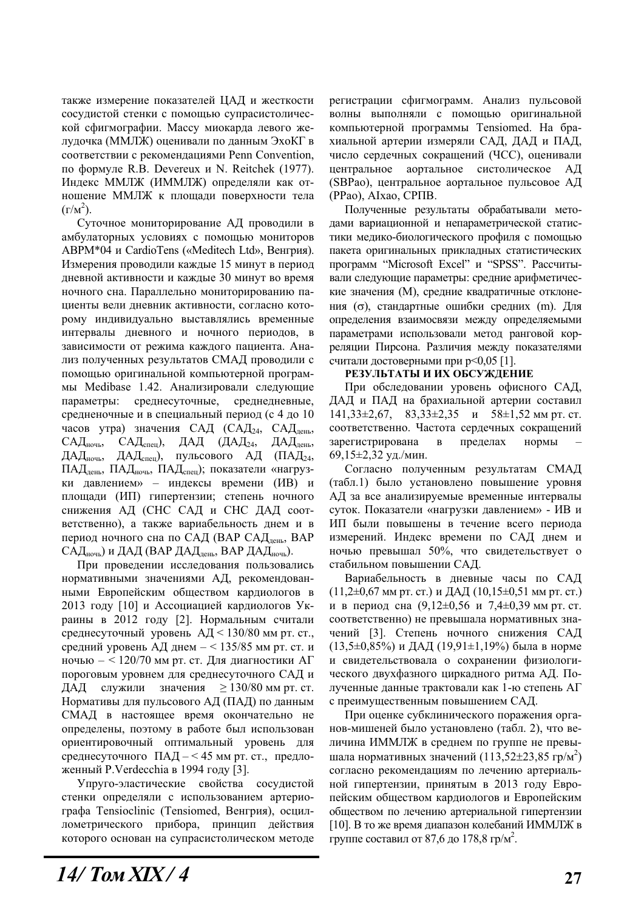также измерение показателей ЦАД и жесткости сосудистой стенки с помощью супрасистолической сфигмографии. Массу миокарда левого желудочка (ММЛЖ) оценивали по данным ЭхоКГ в соответствии с рекомендациями Penn Convention, по формуле R.B. Devereux и N. Reitchek (1977). Индекс ММЛЖ (ИММЛЖ) определяли как отношение ММЛЖ к площади поверхности тела (г/м$^2$).

Суточное мониторирование АД проводили в амбулаторных условиях с помощью мониторов ABPM*04 и CardioTens («Meditech Ltd», Венгрия). Измерения проводили каждые 15 минут в период дневной активности и каждые 30 минут во время ночного сна. Параллельно мониторированию пациенты вели дневник активности, согласно которому индивидуально выставлялись временные интервалы дневного и ночного периодов, в зависимости от режима каждого пациента. Анализ полученных результатов СМАД проводили с помощью оригинальной компьютерной программы Medibase 1.42. Анализировали следующие параметры: среднесуточные, среднедневные, средненочные и в специальный период (с 4 до 10 часов утра) значения САД (САД$_{24}$, САД$_{день}$, САД$_{ночь}$, САД$_{спец}$), ДАД (ДАД$_{24}$, ДАД$_{день}$, ДАД$_{ночь}$, ДАД$_{спец}$), пульсового АД (ПАД$_{24}$, ПАД$_{день}$, ПАД$_{ночь}$, ПАД$_{спец}$); показатели «нагрузки давлением» – индексы времени (ИВ) и площади (ИП) гипертензии; степень ночного снижения АД (СНС САД и СНС ДАД соответственно), а также вариабельность днем и в период ночного сна по САД (ВАР САД$_{день}$, ВАР САД$_{ночь}$) и ДАД (ВАР ДАД$_{день}$, ВАР ДАД$_{ночь}$).

При проведении исследования пользовались нормативными значениями АД, рекомендованными Европейским обществом кардиологов в 2013 году [10] и Ассоциацией кардиологов Украины в 2012 году [2]. Нормальным считали среднесуточный уровень АД < 130/80 мм рт. ст., средний уровень АД днем – < 135/85 мм рт. ст. и ночью – < 120/70 мм рт. ст. Для диагностики АГ пороговым уровнем для среднесуточного САД и ДАД служили значения ≥ 130/80 мм рт. ст. Нормативы для пульсового АД (ПАД) по данным СМАД в настоящее время окончательно не определены, поэтому в работе был использован ориентировочный оптимальный уровень для среднесуточного ПАД – < 45 мм рт. ст., предложенный P.Verdecchia в 1994 году [3].

Упруго-эластические свойства сосудистой стенки определяли с использованием артериографа Tensioclinic (Tensiomed, Венгрия), осциллометрического прибора, принцип действия которого основан на супрасистолическом методе регистрации сфигмограмм. Анализ пульсовой волны выполняли с помощью оригинальной компьютерной программы Tensiomed. На брахиальной артерии измеряли САД, ДАД и ПАД, число сердечных сокращений (ЧСС), оценивали центральное аортальное систолическое АД (SBPao), центральное аортальное пульсовое АД (PPao), AIxao, СРПВ.

Полученные результаты обрабатывали методами вариационной и непараметрической статистики медико-биологического профиля с помощью пакета оригинальных прикладных статистических программ "Microsoft Excel" и "SPSS". Рассчитывали следующие параметры: средние арифметические значения (M), средние квадратичные отклонения (σ), стандартные ошибки средних (m). Для определения взаимосвязи между определяемыми параметрами использовали метод ранговой корреляции Пирсона. Различия между показателями считали достоверными при $p<0{,}05$ [1].

**РЕЗУЛЬТАТЫ И ИХ ОБСУЖДЕНИЕ**

При обследовании уровень офисного САД, ДАД и ПАД на брахиальной артерии составил 141,33±2,67, 83,33±2,35 и 58±1,52 мм рт. ст. соответственно. Частота сердечных сокращений зарегистрирована в пределах нормы – 69,15±2,32 уд./мин.

Согласно полученным результатам СМАД (табл.1) было установлено повышение уровня АД за все анализируемые временные интервалы суток. Показатели «нагрузки давлением» - ИВ и ИП были повышены в течение всего периода измерений. Индекс времени по САД днем и ночью превышал 50%, что свидетельствует о стабильном повышении САД.

Вариабельность в дневные часы по САД (11,2±0,67 мм рт. ст.) и ДАД (10,15±0,51 мм рт. ст.) и в период сна (9,12±0,56 и 7,4±0,39 мм рт. ст. соответственно) не превышала нормативных значений [3]. Степень ночного снижения САД (13,5±0,85%) и ДАД (19,91±1,19%) была в норме и свидетельствовала о сохранении физиологического двухфазного циркадного ритма АД. Полученные данные трактовали как 1-ю степень АГ с преимущественным повышением САД.

При оценке субклинического поражения органов-мишеней было установлено (табл. 2), что величина ИММЛЖ в среднем по группе не превышала нормативных значений (113,52±23,85 гр/м$^2$) согласно рекомендациям по лечению артериальной гипертензии, принятым в 2013 году Европейским обществом кардиологов и Европейским обществом по лечению артериальной гипертензии [10]. В то же время диапазон колебаний ИММЛЖ в группе составил от 87,6 до 178,8 гр/м$^2$.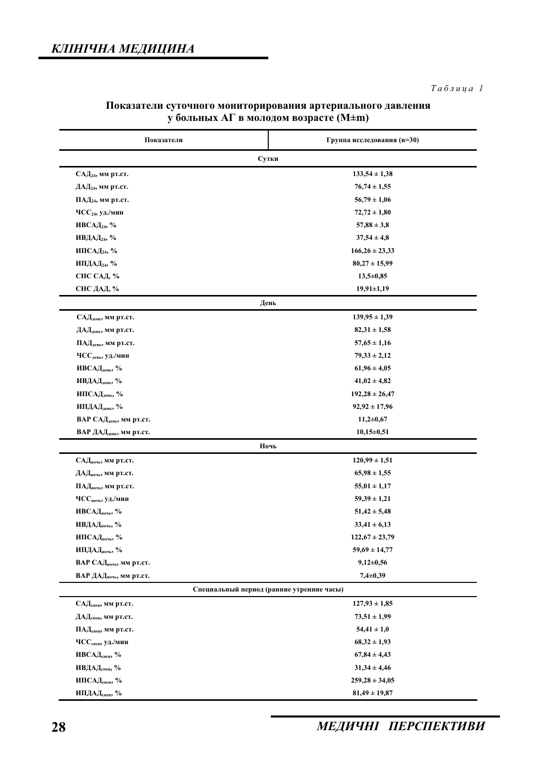*Таблица 1*

**Показатели суточного мониторирования артериального давления у больных АГ в молодом возрасте (M±m)**

| Показатели | Группа исследования (n=30) |
|---|---|
| **Сутки** | |
| САД$_{24}$, мм рт.ст. | 133,54 ± 1,38 |
| ДАД$_{24}$, мм рт.ст. | 76,74 ± 1,55 |
| ПАД$_{24}$, мм рт.ст. | 56,79 ± 1,06 |
| ЧСС$_{24}$, уд./мин | 72,72 ± 1,80 |
| ИВСАД$_{24}$, % | 57,88 ± 3,8 |
| ИВДАД$_{24}$, % | 37,54 ± 4,8 |
| ИПСАД$_{24}$, % | 166,26 ± 23,33 |
| ИПДАД$_{24}$, % | 80,27 ± 15,99 |
| СНС САД, % | 13,5±0,85 |
| СНС ДАД, % | 19,91±1,19 |
| **День** | |
| САД$_{день}$, мм рт.ст. | 139,95 ± 1,39 |
| ДАД$_{день}$, мм рт.ст. | 82,31 ± 1,58 |
| ПАД$_{день}$, мм рт.ст. | 57,65 ± 1,16 |
| ЧСС$_{день}$, уд./мин | 79,33 ± 2,12 |
| ИВСАД$_{день}$, % | 61,96 ± 4,05 |
| ИВДАД$_{день}$, % | 41,02 ± 4,82 |
| ИПСАД$_{день}$, % | 192,28 ± 26,47 |
| ИПДАД$_{день}$, % | 92,92 ± 17,96 |
| ВАР САД$_{день}$, мм рт.ст. | 11,2±0,67 |
| ВАР ДАД$_{день}$, мм рт.ст. | 10,15±0,51 |
| **Ночь** | |
| САД$_{ночь}$, мм рт.ст. | 120,99 ± 1,51 |
| ДАД$_{ночь}$, мм рт.ст. | 65,98 ± 1,55 |
| ПАД$_{ночь}$, мм рт.ст. | 55,01 ± 1,17 |
| ЧСС$_{ночь}$, уд./мин | 59,39 ± 1,21 |
| ИВСАД$_{ночь}$, % | 51,42 ± 5,48 |
| ИВДАД$_{ночь}$, % | 33,41 ± 6,13 |
| ИПСАД$_{ночь}$, % | 122,67 ± 23,79 |
| ИПДАД$_{ночь}$, % | 59,69 ± 14,77 |
| ВАР САД$_{ночь}$, мм рт.ст. | 9,12±0,56 |
| ВАР ДАД$_{ночь}$, мм рт.ст. | 7,4±0,39 |
| **Специальный период (ранние утренние часы)** | |
| САД$_{спец}$, мм рт.ст. | 127,93 ± 1,85 |
| ДАД$_{спец}$, мм рт.ст. | 73,51 ± 1,99 |
| ПАД$_{спец}$, мм рт.ст. | 54,41 ± 1,0 |
| ЧСС$_{спец}$, уд./мин | 68,32 ± 1,93 |
| ИВСАД$_{спец}$, % | 67,84 ± 4,43 |
| ИВДАД$_{спец}$, % | 31,34 ± 4,46 |
| ИПСАД$_{спец}$, % | 259,28 ± 34,05 |
| ИПДАД$_{спец}$, % | 81,49 ± 19,87 |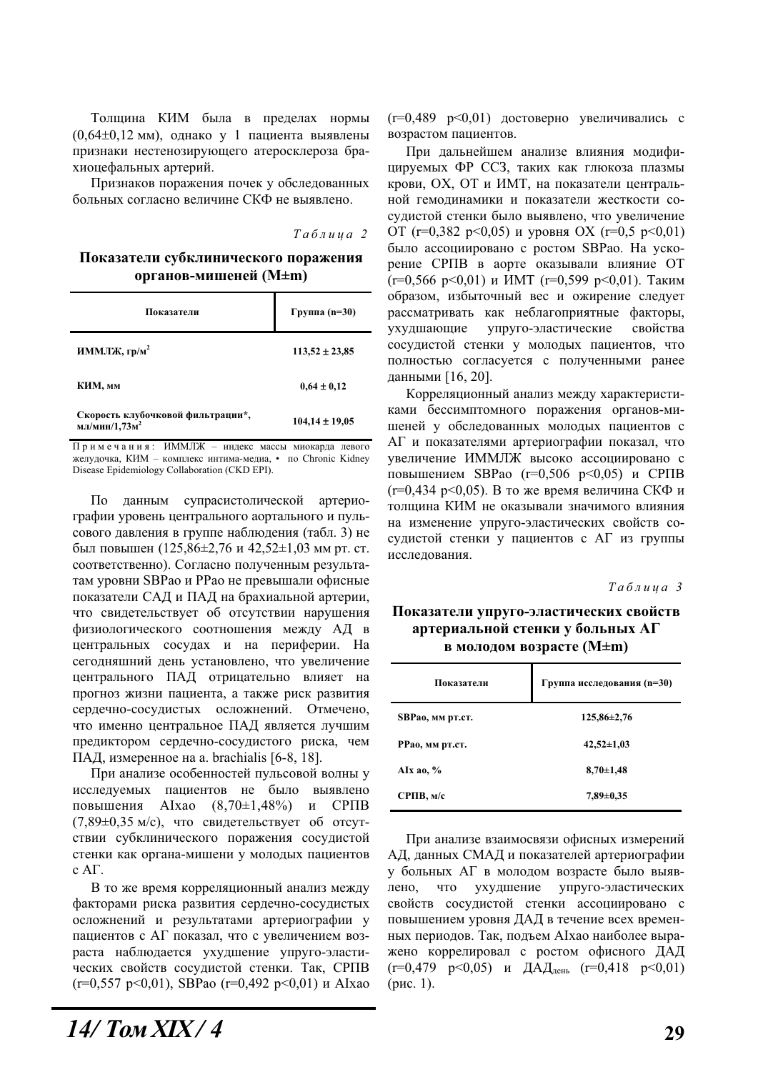Толщина КИМ была в пределах нормы (0,64±0,12 мм), однако у 1 пациента выявлены признаки нестенозирующего атеросклероза брахиоцефальных артерий.

Признаков поражения почек у обследованных больных согласно величине СКФ не выявлено.

*Таблица 2*

**Показатели субклинического поражения органов-мишеней (M±m)**

| Показатели | Группа (n=30) |
|---|---|
| **ИММЛЖ, гр/м²** | **113,52 ± 23,85** |
| **КИМ, мм** | **0,64 ± 0,12** |
| **Скорость клубочковой фильтрации\*, мл/мин/1,73м²** | **104,14 ± 19,05** |

Примечания: ИММЛЖ – индекс массы миокарда левого желудочка, КИМ – комплекс интима-медиа, • по Chronic Kidney Disease Epidemiology Collaboration (CKD EPI).

По данным супрасистолической артериографии уровень центрального аортального и пульсового давления в группе наблюдения (табл. 3) не был повышен (125,86±2,76 и 42,52±1,03 мм рт. ст. соответственно). Согласно полученным результатам уровни SBPao и PPao не превышали офисные показатели САД и ПАД на брахиальной артерии, что свидетельствует об отсутствии нарушения физиологического соотношения между АД в центральных сосудах и на периферии. На сегодняшний день установлено, что увеличение центрального ПАД отрицательно влияет на прогноз жизни пациента, а также риск развития сердечно-сосудистых осложнений. Отмечено, что именно центральное ПАД является лучшим предиктором сердечно-сосудистого риска, чем ПАД, измеренное на a. brachialis [6-8, 18].

При анализе особенностей пульсовой волны у исследуемых пациентов не было выявлено повышения AIxao (8,70±1,48%) и СРПВ (7,89±0,35 м/с), что свидетельствует об отсутствии субклинического поражения сосудистой стенки как органа-мишени у молодых пациентов с АГ.

В то же время корреляционный анализ между факторами риска развития сердечно-сосудистых осложнений и результатами артериографии у пациентов с АГ показал, что с увеличением возраста наблюдается ухудшение упруго-эластических свойств сосудистой стенки. Так, СРПВ ($r=0,557$ $p<0,01$), SBPao ($r=0,492$ $p<0,01$) и AIxao ($r=0,489$ $p<0,01$) достоверно увеличивались с возрастом пациентов.

При дальнейшем анализе влияния модифицируемых ФР ССЗ, таких как глюкоза плазмы крови, ОХ, ОТ и ИМТ, на показатели центральной гемодинамики и показатели жесткости сосудистой стенки было выявлено, что увеличение ОТ ($r=0,382$ $p<0,05$) и уровня ОХ ($r=0,5$ $p<0,01$) было ассоциировано с ростом SBPao. На ускорение СРПВ в аорте оказывали влияние ОТ ($r=0,566$ $p<0,01$) и ИМТ ($r=0,599$ $p<0,01$). Таким образом, избыточный вес и ожирение следует рассматривать как неблагоприятные факторы, ухудшающие упруго-эластические свойства сосудистой стенки у молодых пациентов, что полностью согласуется с полученными ранее данными [16, 20].

Корреляционный анализ между характеристиками бессимптомного поражения органов-мишеней у обследованных молодых пациентов с АГ и показателями артериографии показал, что увеличение ИММЛЖ высоко ассоциировано с повышением SBPao ($r=0,506$ $p<0,05$) и СРПВ ($r=0,434$ $p<0,05$). В то же время величина СКФ и толщина КИМ не оказывали значимого влияния на изменение упруго-эластических свойств сосудистой стенки у пациентов с АГ из группы исследования.

*Таблица 3*

**Показатели упруго-эластических свойств артериальной стенки у больных АГ в молодом возрасте (M±m)**

| Показатели | Группа исследования (n=30) |
|---|---|
| **SBPao, мм рт.ст.** | **125,86±2,76** |
| **PPao, мм рт.ст.** | **42,52±1,03** |
| **AIx ao, %** | **8,70±1,48** |
| **СРПВ, м/с** | **7,89±0,35** |

При анализе взаимосвязи офисных измерений АД, данных СМАД и показателей артериографии у больных АГ в молодом возрасте было выявлено, что ухудшение упруго-эластических свойств сосудистой стенки ассоциировано с повышением уровня ДАД в течение всех временных периодов. Так, подъем AIxao наиболее выражено коррелировал с ростом офисного ДАД ($r=0,479$ $p<0,05$) и $ДАД_{день}$ ($r=0,418$ $p<0,01$) (рис. 1).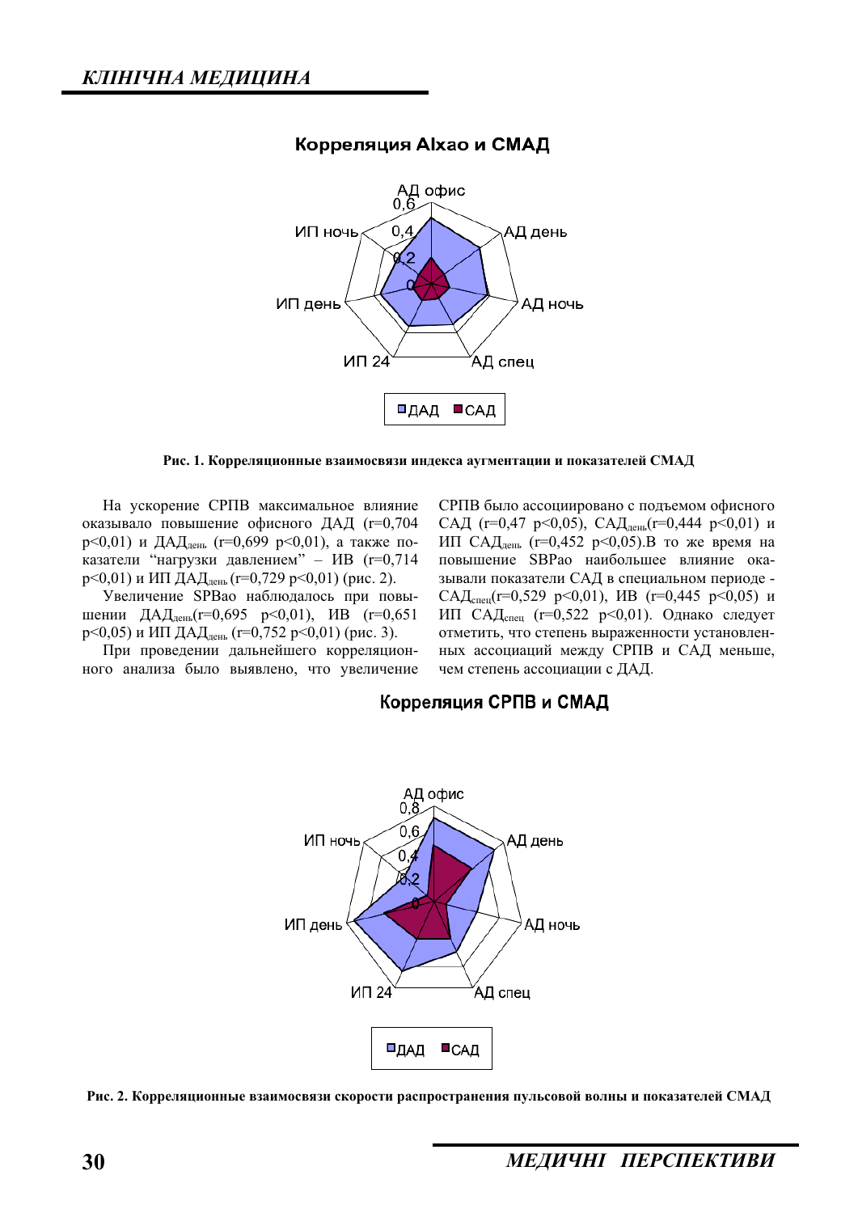Корреляция AIxao и СМАД

АД офис, АД день, АД ночь, АД спец, ИП 24, ИП день, ИП ночь

ДАД, САД

**Рис. 1. Корреляционные взаимосвязи индекса аугментации и показателей СМАД**

На ускорение СРПВ максимальное влияние оказывало повышение офисного ДАД ($r=0{,}704$ $p<0{,}01$) и $ДАД_{день}$ ($r=0{,}699$ $p<0{,}01$), а также показатели "нагрузки давлением" – ИВ ($r=0{,}714$ $p<0{,}01$) и ИП $ДАД_{день}$ ($r=0{,}729$ $p<0{,}01$) (рис. 2).

Увеличение SPBao наблюдалось при повышении $ДАД_{день}$($r=0{,}695$ $p<0{,}01$), ИВ ($r=0{,}651$ $p<0{,}05$) и ИП $ДАД_{день}$ ($r=0{,}752$ $p<0{,}01$) (рис. 3).

При проведении дальнейшего корреляционного анализа было выявлено, что увеличение СРПВ было ассоциировано с подъемом офисного САД ($r=0{,}47$ $p<0{,}05$), $САД_{день}$($r=0{,}444$ $p<0{,}01$) и ИП $САД_{день}$ ($r=0{,}452$ $p<0{,}05$).В то же время на повышение SBPao наибольшее влияние оказывали показатели САД в специальном периоде - $САД_{спец}$($r=0{,}529$ $p<0{,}01$), ИВ ($r=0{,}445$ $p<0{,}05$) и ИП $САД_{спец}$ ($r=0{,}522$ $p<0{,}01$). Однако следует отметить, что степень выраженности установленных ассоциаций между СРПВ и САД меньше, чем степень ассоциации с ДАД.

Корреляция СРПВ и СМАД

АД офис, АД день, АД ночь, АД спец, ИП 24, ИП день, ИП ночь

ДАД, САД

**Рис. 2. Корреляционные взаимосвязи скорости распространения пульсовой волны и показателей СМАД**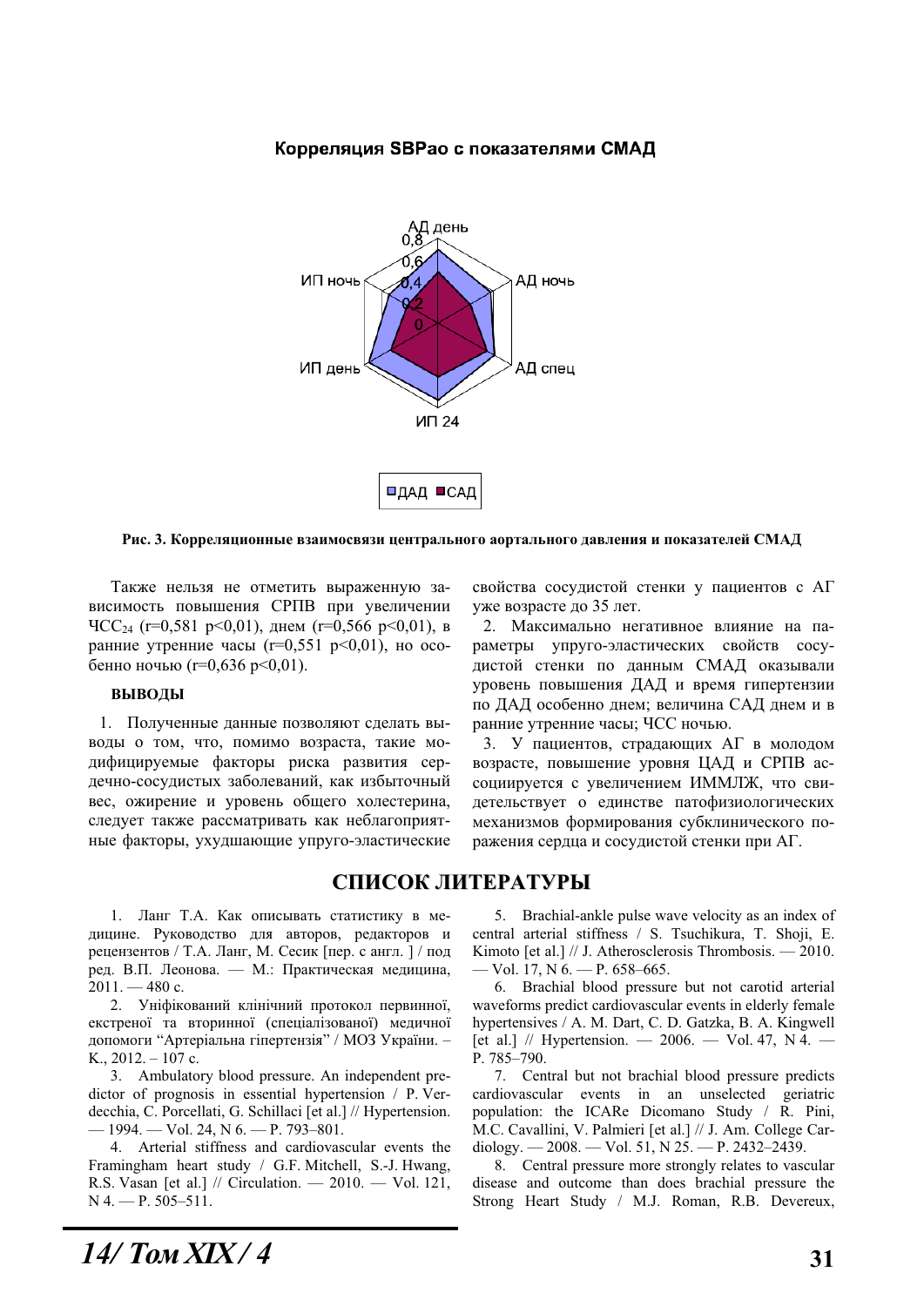**Корреляция SBPao с показателями СМАД**

**Рис. 3. Корреляционные взаимосвязи центрального аортального давления и показателей СМАД**

Также нельзя не отметить выраженную зависимость повышения СРПВ при увеличении $ЧСС_{24}$ (r=0,581 p<0,01), днем (r=0,566 p<0,01), в ранние утренние часы (r=0,551 p<0,01), но особенно ночью (r=0,636 p<0,01).

## ВЫВОДЫ

1. Полученные данные позволяют сделать выводы о том, что, помимо возраста, такие модифицируемые факторы риска развития сердечно-сосудистых заболеваний, как избыточный вес, ожирение и уровень общего холестерина, следует также рассматривать как неблагоприятные факторы, ухудшающие упруго-эластические свойства сосудистой стенки у пациентов с АГ уже возрасте до 35 лет.

2. Максимально негативное влияние на параметры упруго-эластических свойств сосудистой стенки по данным СМАД оказывали уровень повышения ДАД и время гипертензии по ДАД особенно днем; величина САД днем и в ранние утренние часы; ЧСС ночью.

3. У пациентов, страдающих АГ в молодом возрасте, повышение уровня ЦАД и СРПВ ассоциируется с увеличением ИММЛЖ, что свидетельствует о единстве патофизиологических механизмов формирования субклинического поражения сердца и сосудистой стенки при АГ.

## СПИСОК ЛИТЕРАТУРЫ

1. Ланг Т.А. Как описывать статистику в медицине. Руководство для авторов, редакторов и рецензентов / Т.А. Ланг, М. Сесик [пер. с англ. ] / под ред. В.П. Леонова. — М.: Практическая медицина, 2011. — 480 с.

2. Уніфікований клінічний протокол первинної, екстреної та вторинної (спеціалізованої) медичної допомоги "Артеріальна гіпертензія" / МОЗ України. – К., 2012. – 107 с.

3. Ambulatory blood pressure. An independent predictor of prognosis in essential hypertension / P. Verdecchia, C. Porcellati, G. Schillaci [et al.] // Hypertension. — 1994. — Vol. 24, N 6. — P. 793–801.

4. Arterial stiffness and cardiovascular events the Framingham heart study / G.F. Mitchell, S.-J. Hwang, R.S. Vasan [et al.] // Circulation. — 2010. — Vol. 121, N 4. — P. 505–511.

5. Brachial-ankle pulse wave velocity as an index of central arterial stiffness / S. Tsuchikura, T. Shoji, E. Kimoto [et al.] // J. Atherosclerosis Thrombosis. — 2010. — Vol. 17, N 6. — P. 658–665.

6. Brachial blood pressure but not carotid arterial waveforms predict cardiovascular events in elderly female hypertensives / A. M. Dart, C. D. Gatzka, B. A. Kingwell [et al.] // Hypertension. — 2006. — Vol. 47, N 4. — P. 785–790.

7. Central but not brachial blood pressure predicts cardiovascular events in an unselected geriatric population: the ICARe Dicomano Study / R. Pini, M.C. Cavallini, V. Palmieri [et al.] // J. Am. College Cardiology. — 2008. — Vol. 51, N 25. — P. 2432–2439.

8. Central pressure more strongly relates to vascular disease and outcome than does brachial pressure the Strong Heart Study / M.J. Roman, R.B. Devereux,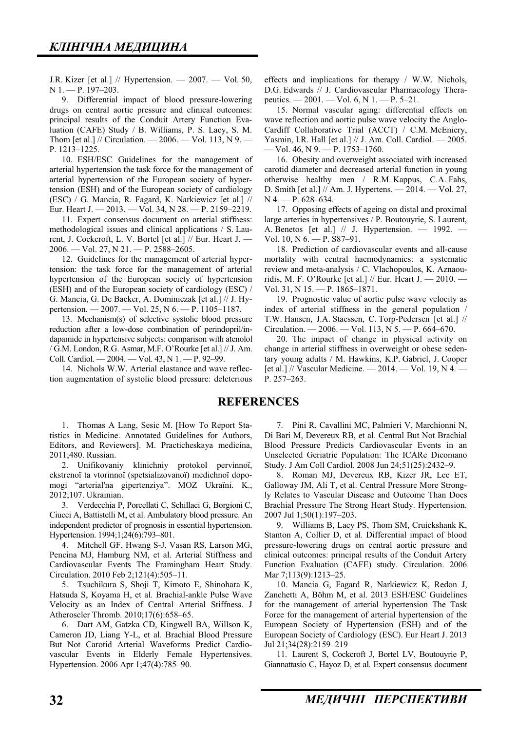J.R. Kizer [et al.] // Hypertension. — 2007. — Vol. 50, N 1. — P. 197–203.

9. Differential impact of blood pressure-lowering drugs on central aortic pressure and clinical outcomes: principal results of the Conduit Artery Function Evaluation (CAFE) Study / B. Williams, P. S. Lacy, S. M. Thom [et al.] // Circulation. — 2006. — Vol. 113, N 9. — P. 1213–1225.

10. ESH/ESC Guidelines for the management of arterial hypertension the task force for the management of arterial hypertension of the European society of hypertension (ESH) and of the European society of cardiology (ESC) / G. Mancia, R. Fagard, K. Narkiewicz [et al.] // Eur. Heart J. — 2013. — Vol. 34, N 28. — P. 2159–2219.

11. Expert consensus document on arterial stiffness: methodological issues and clinical applications / S. Laurent, J. Cockcroft, L. V. Bortel [et al.] // Eur. Heart J. — 2006. — Vol. 27, N 21. — P. 2588–2605.

12. Guidelines for the management of arterial hypertension: the task force for the management of arterial hypertension of the European society of hypertension (ESH) and of the European society of cardiology (ESC) / G. Mancia, G. De Backer, A. Dominiczak [et al.] // J. Hypertension. — 2007. — Vol. 25, N 6. — P. 1105–1187.

13. Mechanism(s) of selective systolic blood pressure reduction after a low-dose combination of perindopril/indapamide in hypertensive subjects: comparison with atenolol / G.M. London, R.G. Asmar, M.F. O'Rourke [et al.] // J. Am. Coll. Cardiol. — 2004. — Vol. 43, N 1. — P. 92–99.

14. Nichols W.W. Arterial elastance and wave reflection augmentation of systolic blood pressure: deleterious effects and implications for therapy / W.W. Nichols, D.G. Edwards // J. Cardiovascular Pharmacology Therapeutics. — 2001. — Vol. 6, N 1. — P. 5–21.

15. Normal vascular aging: differential effects on wave reflection and aortic pulse wave velocity the Anglo-Cardiff Collaborative Trial (ACCT) / C.M. McEniery, Yasmin, I.R. Hall [et al.] // J. Am. Coll. Cardiol. — 2005. — Vol. 46, N 9. — P. 1753–1760.

16. Obesity and overweight associated with increased carotid diameter and decreased arterial function in young otherwise healthy men / R.M. Kappus, C.A. Fahs, D. Smith [et al.] // Am. J. Hypertens. — 2014. — Vol. 27, N 4. — P. 628–634.

17. Opposing effects of ageing on distal and proximal large arteries in hypertensives / P. Boutouyrie, S. Laurent, A. Benetos [et al.] // J. Hypertension. — 1992. — Vol. 10, N 6. — P. S87–91.

18. Prediction of cardiovascular events and all-cause mortality with central haemodynamics: a systematic review and meta-analysis / C. Vlachopoulos, K. Aznaouridis, M. F. O'Rourke [et al.] // Eur. Heart J. — 2010. — Vol. 31, N 15. — P. 1865–1871.

19. Prognostic value of aortic pulse wave velocity as index of arterial stiffness in the general population / T.W. Hansen, J.A. Staessen, C. Torp-Pedersen [et al.] // Circulation. — 2006. — Vol. 113, N 5. — P. 664–670.

20. The impact of change in physical activity on change in arterial stiffness in overweight or obese sedentary young adults / M. Hawkins, K.P. Gabriel, J. Cooper [et al.] // Vascular Medicine. — 2014. — Vol. 19, N 4. — P. 257–263.

## REFERENCES

1. Thomas A Lang, Sesic M. [How To Report Statistics in Medicine. Annotated Guidelines for Authors, Editors, and Reviewers]. M. Practicheskaya medicina, 2011;480. Russian.

2. Unifikovaniy klinichniy protokol pervinnoї, ekstrenoї ta vtorinnoї (spetsializovanoї) medichnoї dopomogi "arterial'na gipertenziya". MOZ Ukraїni. K., 2012;107. Ukrainian.

3. Verdecchia P, Porcellati C, Schillaci G, Borgioni C, Ciucci A, Battistelli M, et al. Ambulatory blood pressure. An independent predictor of prognosis in essential hypertension. Hypertension. 1994;1;24(6):793–801.

4. Mitchell GF, Hwang S-J, Vasan RS, Larson MG, Pencina MJ, Hamburg NM, et al. Arterial Stiffness and Cardiovascular Events The Framingham Heart Study. Circulation. 2010 Feb 2;121(4):505–11.

5. Tsuchikura S, Shoji T, Kimoto E, Shinohara K, Hatsuda S, Koyama H, et al. Brachial-ankle Pulse Wave Velocity as an Index of Central Arterial Stiffness. J Atheroscler Thromb. 2010;17(6):658–65.

6. Dart AM, Gatzka CD, Kingwell BA, Willson K, Cameron JD, Liang Y-L, et al. Brachial Blood Pressure But Not Carotid Arterial Waveforms Predict Cardiovascular Events in Elderly Female Hypertensives. Hypertension. 2006 Apr 1;47(4):785–90.

7. Pini R, Cavallini MC, Palmieri V, Marchionni N, Di Bari M, Devereux RB, et al. Central But Not Brachial Blood Pressure Predicts Cardiovascular Events in an Unselected Geriatric Population: The ICARe Dicomano Study. J Am Coll Cardiol. 2008 Jun 24;51(25):2432–9.

8. Roman MJ, Devereux RB, Kizer JR, Lee ET, Galloway JM, Ali T, et al. Central Pressure More Strongly Relates to Vascular Disease and Outcome Than Does Brachial Pressure The Strong Heart Study. Hypertension. 2007 Jul 1;50(1):197–203.

9. Williams B, Lacy PS, Thom SM, Cruickshank K, Stanton A, Collier D, et al. Differential impact of blood pressure-lowering drugs on central aortic pressure and clinical outcomes: principal results of the Conduit Artery Function Evaluation (CAFE) study. Circulation. 2006 Mar 7;113(9):1213–25.

10. Mancia G, Fagard R, Narkiewicz K, Redon J, Zanchetti A, Böhm M, et al. 2013 ESH/ESC Guidelines for the management of arterial hypertension The Task Force for the management of arterial hypertension of the European Society of Hypertension (ESH) and of the European Society of Cardiology (ESC). Eur Heart J. 2013 Jul 21;34(28):2159–219

11. Laurent S, Cockcroft J, Bortel LV, Boutouyrie P, Giannattasio C, Hayoz D, et al. Expert consensus document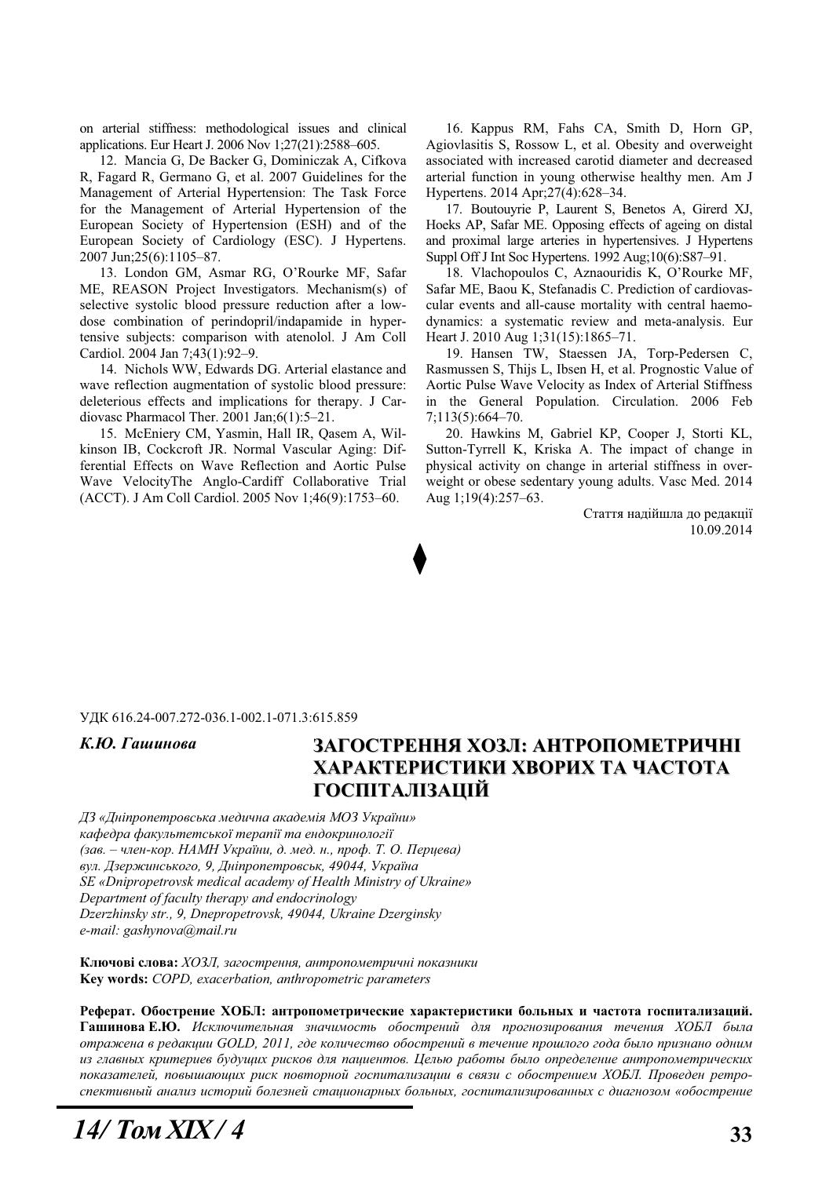on arterial stiffness: methodological issues and clinical applications. Eur Heart J. 2006 Nov 1;27(21):2588–605.

12. Mancia G, De Backer G, Dominiczak A, Cifkova R, Fagard R, Germano G, et al. 2007 Guidelines for the Management of Arterial Hypertension: The Task Force for the Management of Arterial Hypertension of the European Society of Hypertension (ESH) and of the European Society of Cardiology (ESC). J Hypertens. 2007 Jun;25(6):1105–87.

13. London GM, Asmar RG, O'Rourke MF, Safar ME, REASON Project Investigators. Mechanism(s) of selective systolic blood pressure reduction after a low-dose combination of perindopril/indapamide in hypertensive subjects: comparison with atenolol. J Am Coll Cardiol. 2004 Jan 7;43(1):92–9.

14. Nichols WW, Edwards DG. Arterial elastance and wave reflection augmentation of systolic blood pressure: deleterious effects and implications for therapy. J Cardiovasc Pharmacol Ther. 2001 Jan;6(1):5–21.

15. McEniery CM, Yasmin, Hall IR, Qasem A, Wilkinson IB, Cockcroft JR. Normal Vascular Aging: Differential Effects on Wave Reflection and Aortic Pulse Wave VelocityThe Anglo-Cardiff Collaborative Trial (ACCT). J Am Coll Cardiol. 2005 Nov 1;46(9):1753–60.

16. Kappus RM, Fahs CA, Smith D, Horn GP, Agiovlasitis S, Rossow L, et al. Obesity and overweight associated with increased carotid diameter and decreased arterial function in young otherwise healthy men. Am J Hypertens. 2014 Apr;27(4):628–34.

17. Boutouyrie P, Laurent S, Benetos A, Girerd XJ, Hoeks AP, Safar ME. Opposing effects of ageing on distal and proximal large arteries in hypertensives. J Hypertens Suppl Off J Int Soc Hypertens. 1992 Aug;10(6):S87–91.

18. Vlachopoulos C, Aznaouridis K, O'Rourke MF, Safar ME, Baou K, Stefanadis C. Prediction of cardiovascular events and all-cause mortality with central haemodynamics: a systematic review and meta-analysis. Eur Heart J. 2010 Aug 1;31(15):1865–71.

19. Hansen TW, Staessen JA, Torp-Pedersen C, Rasmussen S, Thijs L, Ibsen H, et al. Prognostic Value of Aortic Pulse Wave Velocity as Index of Arterial Stiffness in the General Population. Circulation. 2006 Feb 7;113(5):664–70.

20. Hawkins M, Gabriel KP, Cooper J, Storti KL, Sutton-Tyrrell K, Kriska A. The impact of change in physical activity on change in arterial stiffness in overweight or obese sedentary young adults. Vasc Med. 2014 Aug 1;19(4):257–63.

Стаття надійшла до редакції
10.09.2014

♦

УДК 616.24-007.272-036.1-002.1-071.3:615.859

***К.Ю. Гашинова***

# ЗАГОСТРЕННЯ ХОЗЛ: АНТРОПОМЕТРИЧНІ ХАРАКТЕРИСТИКИ ХВОРИХ ТА ЧАСТОТА ГОСПІТАЛІЗАЦІЙ

*ДЗ «Дніпропетровська медична академія МОЗ України»*
*кафедра факультетської терапії та ендокринології*
*(зав. – член-кор. НАМН України, д. мед. н., проф. Т. О. Перцева)*
*вул. Дзержинського, 9, Дніпропетровськ, 49044, Україна*
*SE «Dnipropetrovsk medical academy of Health Ministry of Ukraine»*
*Department of faculty therapy and endocrinology*
*Dzerzhinsky str., 9, Dnepropetrovsk, 49044, Ukraine Dzerginsky*
*e-mail: gashynova@mail.ru*

**Ключові слова:** *ХОЗЛ, загострення, антропометричні показники*
**Key words:** *COPD, exacerbation, anthropometric parameters*

**Реферат. Обострение ХОБЛ: антропометрические характеристики больных и частота госпитализаций. Гашинова Е.Ю.** *Исключительная значимость обострений для прогнозирования течения ХОБЛ была отражена в редакции GOLD, 2011, где количество обострений в течение прошлого года было признано одним из главных критериев будущих рисков для пациентов. Целью работы было определение антропометрических показателей, повышающих риск повторной госпитализации в связи с обострением ХОБЛ. Проведен ретроспективный анализ историй болезней стационарных больных, госпитализированных с диагнозом «обострение*